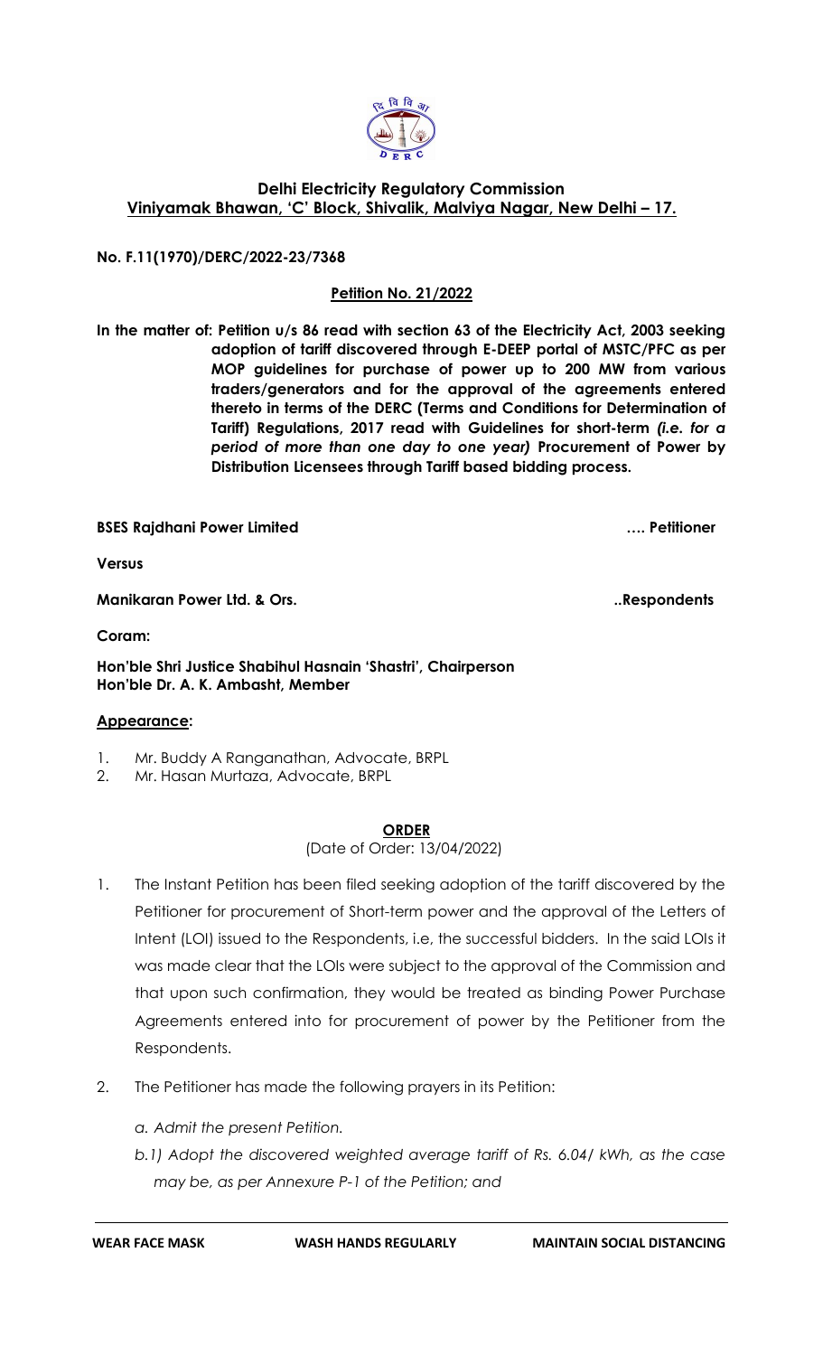## Delhi Electricity Regulatory Commission
**Viniyamak Bhawan, 'C' Block, Shivalik, Malviya Nagar, New Delhi – 17.**

**No. F.11(1970)/DERC/2022-23/7368**

**Petition No. 21/2022**

**In the matter of: Petition u/s 86 read with section 63 of the Electricity Act, 2003 seeking adoption of tariff discovered through E-DEEP portal of MSTC/PFC as per MOP guidelines for purchase of power up to 200 MW from various traders/generators and for the approval of the agreements entered thereto in terms of the DERC (Terms and Conditions for Determination of Tariff) Regulations, 2017 read with Guidelines for short-term *(i.e. for a period of more than one day to one year)* Procurement of Power by Distribution Licensees through Tariff based bidding process.**

**BSES Rajdhani Power Limited …. Petitioner**

**Versus**

**Manikaran Power Ltd. & Ors. ..Respondents**

**Coram:**

**Hon'ble Shri Justice Shabihul Hasnain 'Shastri', Chairperson**
**Hon'ble Dr. A. K. Ambasht, Member**

**Appearance:**

1. Mr. Buddy A Ranganathan, Advocate, BRPL
2. Mr. Hasan Murtaza, Advocate, BRPL

**ORDER**

(Date of Order: 13/04/2022)

1. The Instant Petition has been filed seeking adoption of the tariff discovered by the Petitioner for procurement of Short-term power and the approval of the Letters of Intent (LOI) issued to the Respondents, i.e, the successful bidders. In the said LOIs it was made clear that the LOIs were subject to the approval of the Commission and that upon such confirmation, they would be treated as binding Power Purchase Agreements entered into for procurement of power by the Petitioner from the Respondents.

2. The Petitioner has made the following prayers in its Petition:

   *a. Admit the present Petition.*

   *b.1) Adopt the discovered weighted average tariff of Rs. 6.04/ kWh, as the case may be, as per Annexure P-1 of the Petition; and*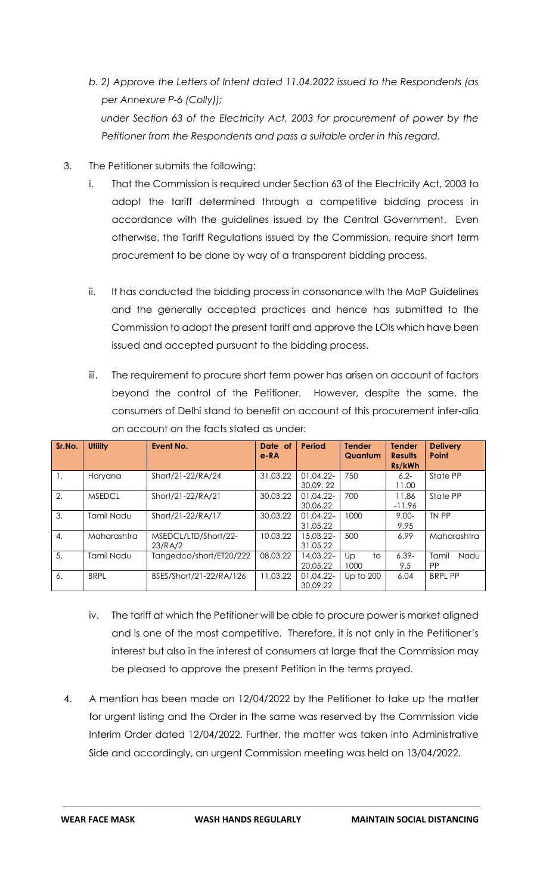*b. 2) Approve the Letters of Intent dated 11.04.2022 issued to the Respondents (as per Annexure P-6 (Colly));*

*under Section 63 of the Electricity Act, 2003 for procurement of power by the Petitioner from the Respondents and pass a suitable order in this regard.*

3. The Petitioner submits the following:

   i. That the Commission is required under Section 63 of the Electricity Act, 2003 to adopt the tariff determined through a competitive bidding process in accordance with the guidelines issued by the Central Government. Even otherwise, the Tariff Regulations issued by the Commission, require short term procurement to be done by way of a transparent bidding process.

   ii. It has conducted the bidding process in consonance with the MoP Guidelines and the generally accepted practices and hence has submitted to the Commission to adopt the present tariff and approve the LOIs which have been issued and accepted pursuant to the bidding process.

   iii. The requirement to procure short term power has arisen on account of factors beyond the control of the Petitioner. However, despite the same, the consumers of Delhi stand to benefit on account of this procurement inter-alia on account on the facts stated as under:

| Sr.No. | Utility | Event No. | Date of e-RA | Period | Tender Quantum | Tender Results Rs/kWh | Delivery Point |
|---|---|---|---|---|---|---|---|
| 1. | Haryana | Short/21-22/RA/24 | 31.03.22 | 01.04.22-30.09. 22 | 750 | 6.2-11.00 | State PP |
| 2. | MSEDCL | Short/21-22/RA/21 | 30.03.22 | 01.04.22-30.06.22 | 700 | 11.86 -11.96 | State PP |
| 3. | Tamil Nadu | Short/21-22/RA/17 | 30.03.22 | 01.04.22-31.05.22 | 1000 | 9.00-9.95 | TN PP |
| 4. | Maharashtra | MSEDCL/LTD/Short/22-23/RA/2 | 10.03.22 | 15.03.22-31.05.22 | 500 | 6.99 | Maharashtra |
| 5. | Tamil Nadu | Tangedco/short/ET20/222 | 08.03.22 | 14.03.22-20.05.22 | Up to 1000 | 6.39-9.5 | Tamil Nadu PP |
| 6. | BRPL | BSES/Short/21-22/RA/126 | 11.03.22 | 01.04.22-30.09.22 | Up to 200 | 6.04 | BRPL PP |

   iv. The tariff at which the Petitioner will be able to procure power is market aligned and is one of the most competitive. Therefore, it is not only in the Petitioner's interest but also in the interest of consumers at large that the Commission may be pleased to approve the present Petition in the terms prayed.

4. A mention has been made on 12/04/2022 by the Petitioner to take up the matter for urgent listing and the Order in the same was reserved by the Commission vide Interim Order dated 12/04/2022. Further, the matter was taken into Administrative Side and accordingly, an urgent Commission meeting was held on 13/04/2022.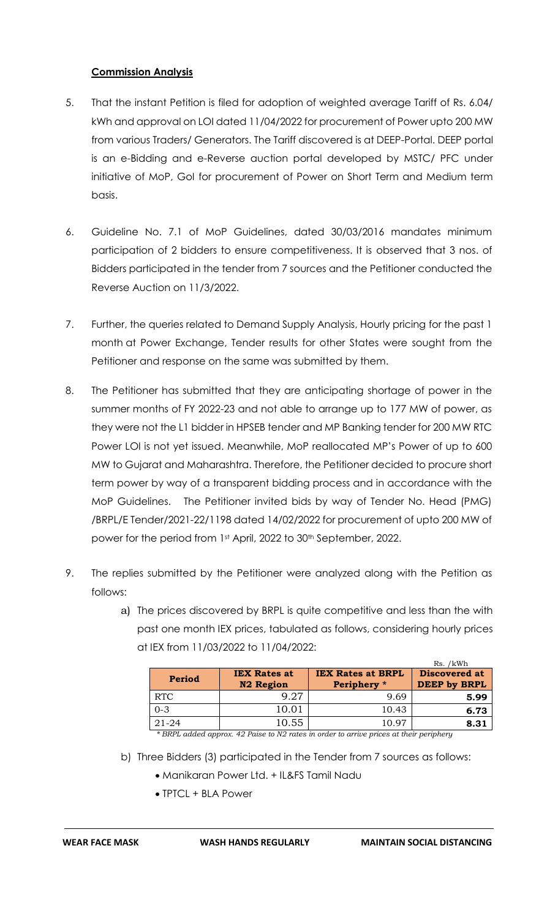**Commission Analysis**

5. That the instant Petition is filed for adoption of weighted average Tariff of Rs. 6.04/ kWh and approval on LOI dated 11/04/2022 for procurement of Power upto 200 MW from various Traders/ Generators. The Tariff discovered is at DEEP-Portal. DEEP portal is an e-Bidding and e-Reverse auction portal developed by MSTC/ PFC under initiative of MoP, GoI for procurement of Power on Short Term and Medium term basis.

6. Guideline No. 7.1 of MoP Guidelines, dated 30/03/2016 mandates minimum participation of 2 bidders to ensure competitiveness. It is observed that 3 nos. of Bidders participated in the tender from 7 sources and the Petitioner conducted the Reverse Auction on 11/3/2022.

7. Further, the queries related to Demand Supply Analysis, Hourly pricing for the past 1 month at Power Exchange, Tender results for other States were sought from the Petitioner and response on the same was submitted by them.

8. The Petitioner has submitted that they are anticipating shortage of power in the summer months of FY 2022-23 and not able to arrange up to 177 MW of power, as they were not the L1 bidder in HPSEB tender and MP Banking tender for 200 MW RTC Power LOI is not yet issued. Meanwhile, MoP reallocated MP's Power of up to 600 MW to Gujarat and Maharashtra. Therefore, the Petitioner decided to procure short term power by way of a transparent bidding process and in accordance with the MoP Guidelines. The Petitioner invited bids by way of Tender No. Head (PMG) /BRPL/E Tender/2021-22/1198 dated 14/02/2022 for procurement of upto 200 MW of power for the period from 1st April, 2022 to 30th September, 2022.

9. The replies submitted by the Petitioner were analyzed along with the Petition as follows:

   a) The prices discovered by BRPL is quite competitive and less than the with past one month IEX prices, tabulated as follows, considering hourly prices at IEX from 11/03/2022 to 11/04/2022:

Rs. /kWh

| **Period** | **IEX Rates at N2 Region** | **IEX Rates at BRPL Periphery *** | **Discovered at DEEP by BRPL** |
|---|---|---|---|
| RTC | 9.27 | 9.69 | **5.99** |
| 0-3 | 10.01 | 10.43 | **6.73** |
| 21-24 | 10.55 | 10.97 | **8.31** |

*\* BRPL added approx. 42 Paise to N2 rates in order to arrive prices at their periphery*

   b) Three Bidders (3) participated in the Tender from 7 sources as follows:

      - Manikaran Power Ltd. + IL&FS Tamil Nadu
      - TPTCL + BLA Power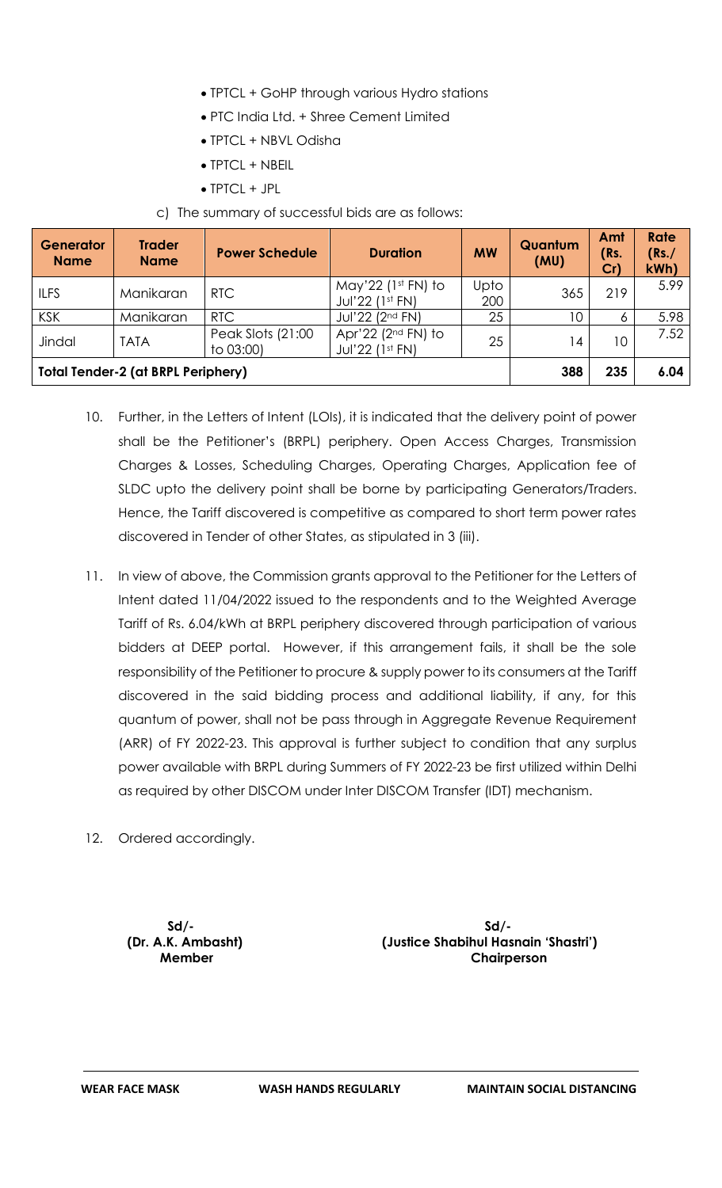- TPTCL + GoHP through various Hydro stations
- PTC India Ltd. + Shree Cement Limited
- TPTCL + NBVL Odisha
- TPTCL + NBEIL
- TPTCL + JPL

c) The summary of successful bids are as follows:

| Generator Name | Trader Name | Power Schedule | Duration | MW | Quantum (MU) | Amt (Rs. Cr) | Rate (Rs./ kWh) |
|---|---|---|---|---|---|---|---|
| ILFS | Manikaran | RTC | May'22 (1st FN) to Jul'22 (1st FN) | Upto 200 | 365 | 219 | 5.99 |
| KSK | Manikaran | RTC | Jul'22 (2nd FN) | 25 | 10 | 6 | 5.98 |
| Jindal | TATA | Peak Slots (21:00 to 03:00) | Apr'22 (2nd FN) to Jul'22 (1st FN) | 25 | 14 | 10 | 7.52 |
| **Total Tender-2 (at BRPL Periphery)** | | | | | **388** | **235** | **6.04** |

10. Further, in the Letters of Intent (LOIs), it is indicated that the delivery point of power shall be the Petitioner's (BRPL) periphery. Open Access Charges, Transmission Charges & Losses, Scheduling Charges, Operating Charges, Application fee of SLDC upto the delivery point shall be borne by participating Generators/Traders. Hence, the Tariff discovered is competitive as compared to short term power rates discovered in Tender of other States, as stipulated in 3 (iii).

11. In view of above, the Commission grants approval to the Petitioner for the Letters of Intent dated 11/04/2022 issued to the respondents and to the Weighted Average Tariff of Rs. 6.04/kWh at BRPL periphery discovered through participation of various bidders at DEEP portal. However, if this arrangement fails, it shall be the sole responsibility of the Petitioner to procure & supply power to its consumers at the Tariff discovered in the said bidding process and additional liability, if any, for this quantum of power, shall not be pass through in Aggregate Revenue Requirement (ARR) of FY 2022-23. This approval is further subject to condition that any surplus power available with BRPL during Summers of FY 2022-23 be first utilized within Delhi as required by other DISCOM under Inter DISCOM Transfer (IDT) mechanism.

12. Ordered accordingly.

**Sd/-**
**(Dr. A.K. Ambasht)**
**Member**

**Sd/-**
**(Justice Shabihul Hasnain 'Shastri')**
**Chairperson**